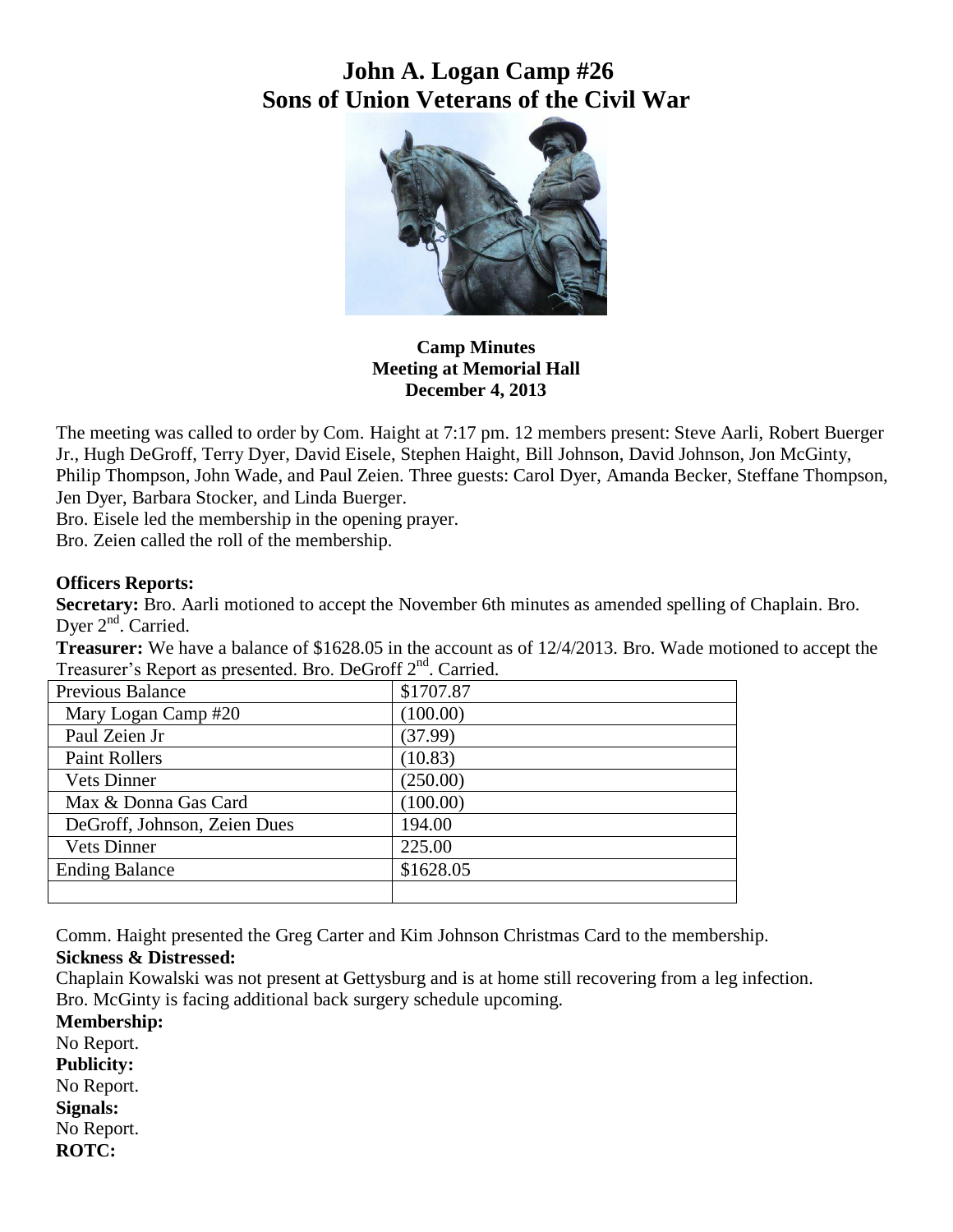# John A. Logan Camp #26
# Sons of Union Veterans of the Civil War

**Camp Minutes**
**Meeting at Memorial Hall**
**December 4, 2013**

The meeting was called to order by Com. Haight at 7:17 pm. 12 members present: Steve Aarli, Robert Buerger Jr., Hugh DeGroff, Terry Dyer, David Eisele, Stephen Haight, Bill Johnson, David Johnson, Jon McGinty, Philip Thompson, John Wade, and Paul Zeien. Three guests: Carol Dyer, Amanda Becker, Steffane Thompson, Jen Dyer, Barbara Stocker, and Linda Buerger.
Bro. Eisele led the membership in the opening prayer.
Bro. Zeien called the roll of the membership.

**Officers Reports:**
**Secretary:** Bro. Aarli motioned to accept the November 6th minutes as amended spelling of Chaplain. Bro. Dyer 2nd. Carried.
**Treasurer:** We have a balance of $1628.05 in the account as of 12/4/2013. Bro. Wade motioned to accept the Treasurer's Report as presented. Bro. DeGroff 2nd. Carried.

| Previous Balance | $1707.87 |
|---|---|
| Mary Logan Camp #20 | (100.00) |
| Paul Zeien Jr | (37.99) |
| Paint Rollers | (10.83) |
| Vets Dinner | (250.00) |
| Max & Donna Gas Card | (100.00) |
| DeGroff, Johnson, Zeien Dues | 194.00 |
| Vets Dinner | 225.00 |
| Ending Balance | $1628.05 |
| | |

Comm. Haight presented the Greg Carter and Kim Johnson Christmas Card to the membership.
**Sickness & Distressed:**
Chaplain Kowalski was not present at Gettysburg and is at home still recovering from a leg infection.
Bro. McGinty is facing additional back surgery schedule upcoming.
**Membership:**
No Report.
**Publicity:**
No Report.
**Signals:**
No Report.
**ROTC:**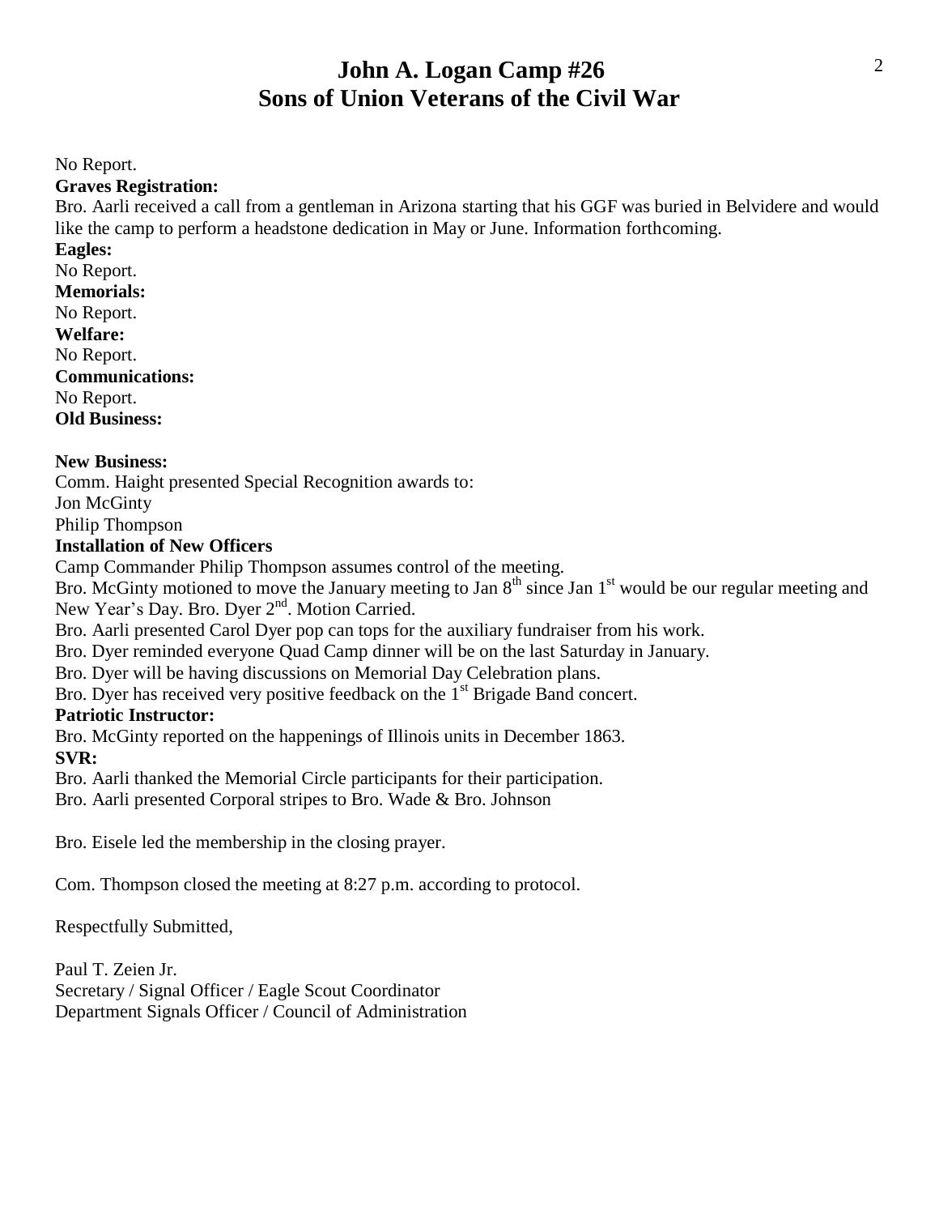# John A. Logan Camp #26
# Sons of Union Veterans of the Civil War

No Report.

**Graves Registration:**

Bro. Aarli received a call from a gentleman in Arizona starting that his GGF was buried in Belvidere and would like the camp to perform a headstone dedication in May or June. Information forthcoming.

**Eagles:**

No Report.

**Memorials:**

No Report.

**Welfare:**

No Report.

**Communications:**

No Report.

**Old Business:**

**New Business:**

Comm. Haight presented Special Recognition awards to:
Jon McGinty
Philip Thompson

**Installation of New Officers**

Camp Commander Philip Thompson assumes control of the meeting.

Bro. McGinty motioned to move the January meeting to Jan 8th since Jan 1st would be our regular meeting and New Year's Day. Bro. Dyer 2nd. Motion Carried.

Bro. Aarli presented Carol Dyer pop can tops for the auxiliary fundraiser from his work.

Bro. Dyer reminded everyone Quad Camp dinner will be on the last Saturday in January.

Bro. Dyer will be having discussions on Memorial Day Celebration plans.

Bro. Dyer has received very positive feedback on the 1st Brigade Band concert.

**Patriotic Instructor:**

Bro. McGinty reported on the happenings of Illinois units in December 1863.

**SVR:**

Bro. Aarli thanked the Memorial Circle participants for their participation.

Bro. Aarli presented Corporal stripes to Bro. Wade & Bro. Johnson

Bro. Eisele led the membership in the closing prayer.

Com. Thompson closed the meeting at 8:27 p.m. according to protocol.

Respectfully Submitted,

Paul T. Zeien Jr.
Secretary / Signal Officer / Eagle Scout Coordinator
Department Signals Officer / Council of Administration